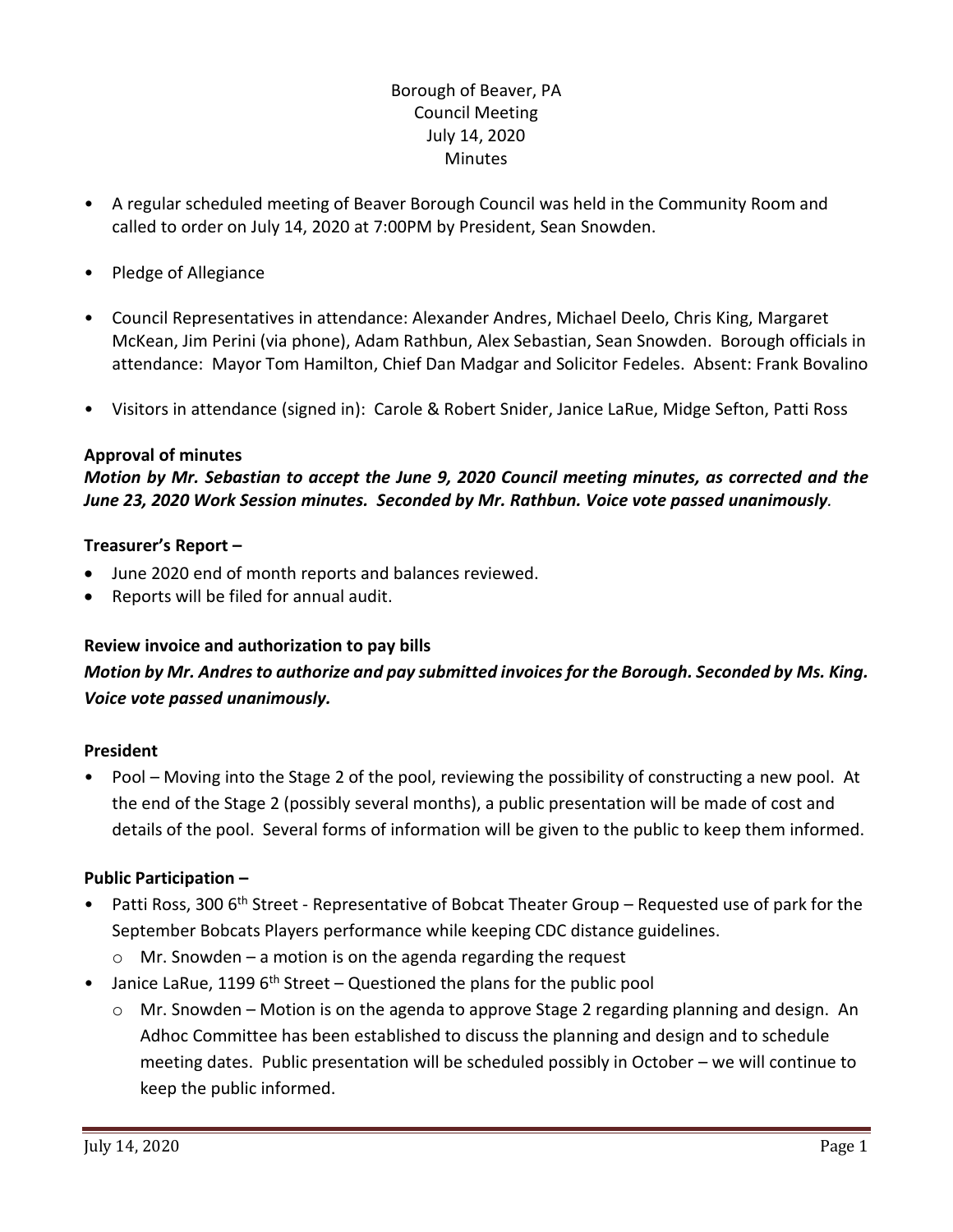Borough of Beaver, PA
Council Meeting
July 14, 2020
Minutes

- A regular scheduled meeting of Beaver Borough Council was held in the Community Room and called to order on July 14, 2020 at 7:00PM by President, Sean Snowden.
- Pledge of Allegiance
- Council Representatives in attendance: Alexander Andres, Michael Deelo, Chris King, Margaret McKean, Jim Perini (via phone), Adam Rathbun, Alex Sebastian, Sean Snowden. Borough officials in attendance: Mayor Tom Hamilton, Chief Dan Madgar and Solicitor Fedeles. Absent: Frank Bovalino
- Visitors in attendance (signed in): Carole & Robert Snider, Janice LaRue, Midge Sefton, Patti Ross

**Approval of minutes**

***Motion by Mr. Sebastian to accept the June 9, 2020 Council meeting minutes, as corrected and the June 23, 2020 Work Session minutes. Seconded by Mr. Rathbun. Voice vote passed unanimously.***

**Treasurer's Report –**

- June 2020 end of month reports and balances reviewed.
- Reports will be filed for annual audit.

**Review invoice and authorization to pay bills**

***Motion by Mr. Andres to authorize and pay submitted invoices for the Borough. Seconded by Ms. King. Voice vote passed unanimously.***

**President**

- Pool – Moving into the Stage 2 of the pool, reviewing the possibility of constructing a new pool. At the end of the Stage 2 (possibly several months), a public presentation will be made of cost and details of the pool. Several forms of information will be given to the public to keep them informed.

**Public Participation –**

- Patti Ross, 300 6th Street - Representative of Bobcat Theater Group – Requested use of park for the September Bobcats Players performance while keeping CDC distance guidelines.
  - Mr. Snowden – a motion is on the agenda regarding the request
- Janice LaRue, 1199 6th Street – Questioned the plans for the public pool
  - Mr. Snowden – Motion is on the agenda to approve Stage 2 regarding planning and design. An Adhoc Committee has been established to discuss the planning and design and to schedule meeting dates. Public presentation will be scheduled possibly in October – we will continue to keep the public informed.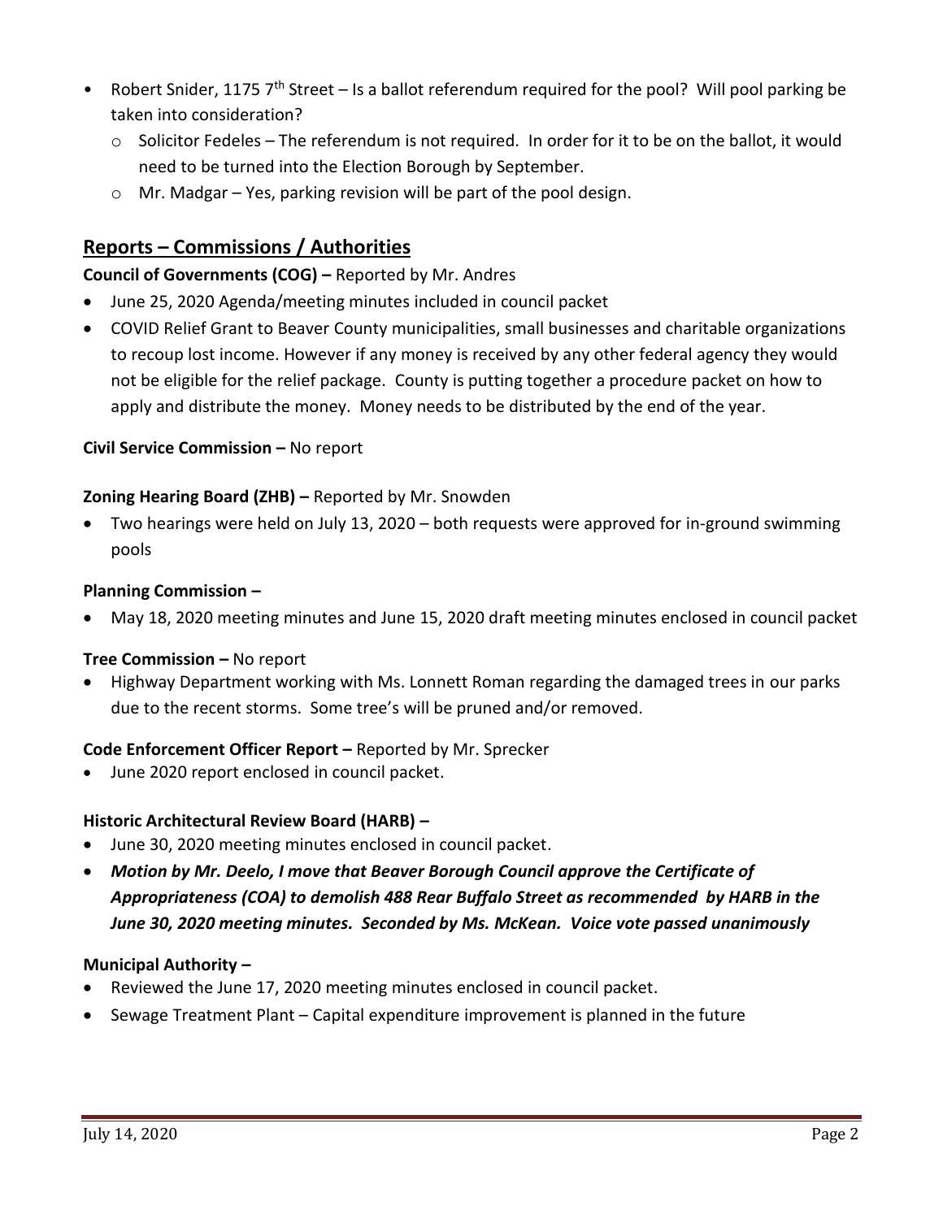- Robert Snider, 1175 7th Street – Is a ballot referendum required for the pool? Will pool parking be taken into consideration?
  - Solicitor Fedeles – The referendum is not required. In order for it to be on the ballot, it would need to be turned into the Election Borough by September.
  - Mr. Madgar – Yes, parking revision will be part of the pool design.

## Reports – Commissions / Authorities

**Council of Governments (COG) –** Reported by Mr. Andres

- June 25, 2020 Agenda/meeting minutes included in council packet
- COVID Relief Grant to Beaver County municipalities, small businesses and charitable organizations to recoup lost income. However if any money is received by any other federal agency they would not be eligible for the relief package. County is putting together a procedure packet on how to apply and distribute the money. Money needs to be distributed by the end of the year.

**Civil Service Commission –** No report

**Zoning Hearing Board (ZHB) –** Reported by Mr. Snowden

- Two hearings were held on July 13, 2020 – both requests were approved for in-ground swimming pools

**Planning Commission –**

- May 18, 2020 meeting minutes and June 15, 2020 draft meeting minutes enclosed in council packet

**Tree Commission –** No report

- Highway Department working with Ms. Lonnett Roman regarding the damaged trees in our parks due to the recent storms. Some tree's will be pruned and/or removed.

**Code Enforcement Officer Report –** Reported by Mr. Sprecker

- June 2020 report enclosed in council packet.

**Historic Architectural Review Board (HARB) –**

- June 30, 2020 meeting minutes enclosed in council packet.
- ***Motion by Mr. Deelo, I move that Beaver Borough Council approve the Certificate of Appropriateness (COA) to demolish 488 Rear Buffalo Street as recommended by HARB in the June 30, 2020 meeting minutes. Seconded by Ms. McKean. Voice vote passed unanimously***

**Municipal Authority –**

- Reviewed the June 17, 2020 meeting minutes enclosed in council packet.
- Sewage Treatment Plant – Capital expenditure improvement is planned in the future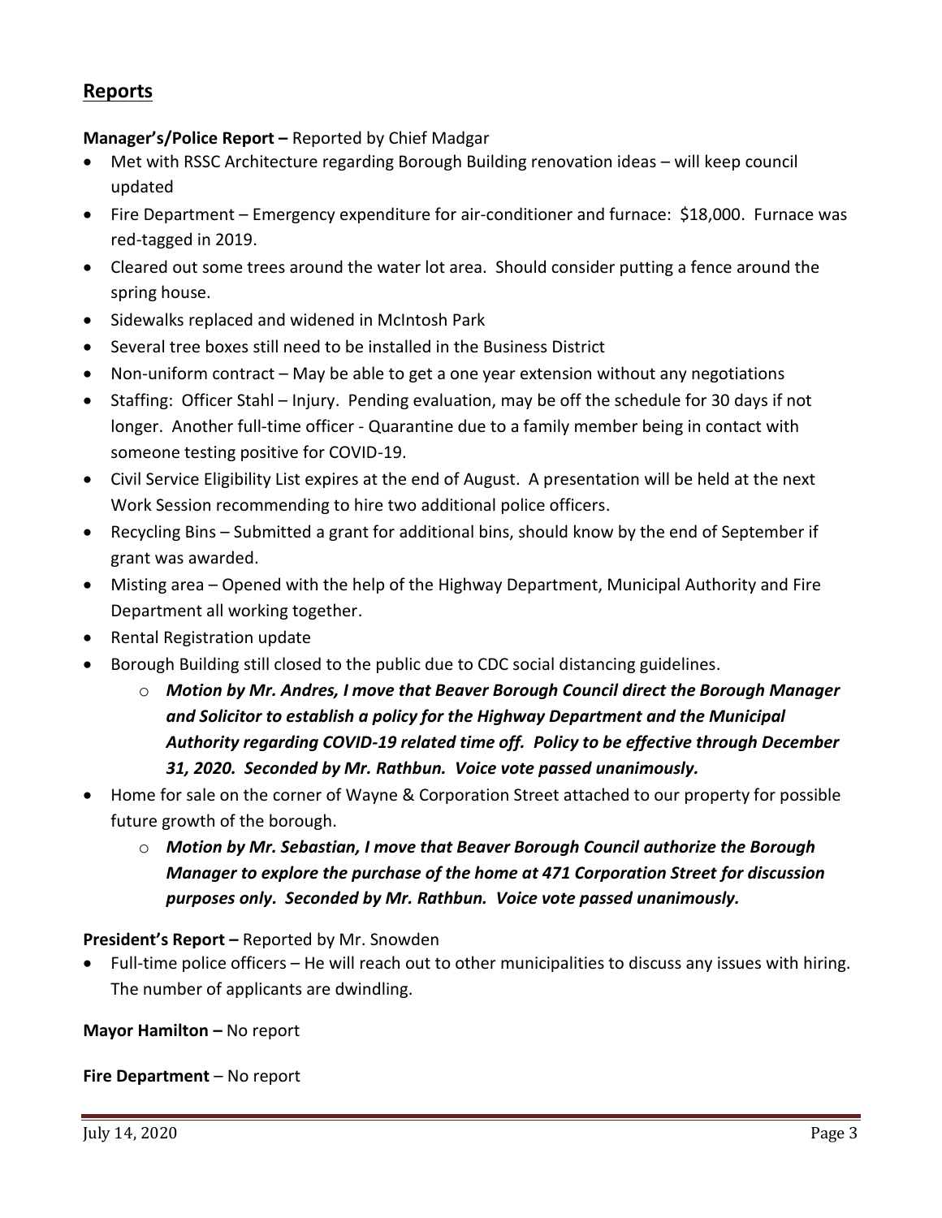## Reports

**Manager's/Police Report –** Reported by Chief Madgar

- Met with RSSC Architecture regarding Borough Building renovation ideas – will keep council updated
- Fire Department – Emergency expenditure for air-conditioner and furnace: $18,000. Furnace was red-tagged in 2019.
- Cleared out some trees around the water lot area. Should consider putting a fence around the spring house.
- Sidewalks replaced and widened in McIntosh Park
- Several tree boxes still need to be installed in the Business District
- Non-uniform contract – May be able to get a one year extension without any negotiations
- Staffing: Officer Stahl – Injury. Pending evaluation, may be off the schedule for 30 days if not longer. Another full-time officer - Quarantine due to a family member being in contact with someone testing positive for COVID-19.
- Civil Service Eligibility List expires at the end of August. A presentation will be held at the next Work Session recommending to hire two additional police officers.
- Recycling Bins – Submitted a grant for additional bins, should know by the end of September if grant was awarded.
- Misting area – Opened with the help of the Highway Department, Municipal Authority and Fire Department all working together.
- Rental Registration update
- Borough Building still closed to the public due to CDC social distancing guidelines.
    - ***Motion by Mr. Andres, I move that Beaver Borough Council direct the Borough Manager and Solicitor to establish a policy for the Highway Department and the Municipal Authority regarding COVID-19 related time off. Policy to be effective through December 31, 2020. Seconded by Mr. Rathbun. Voice vote passed unanimously.***
- Home for sale on the corner of Wayne & Corporation Street attached to our property for possible future growth of the borough.
    - ***Motion by Mr. Sebastian, I move that Beaver Borough Council authorize the Borough Manager to explore the purchase of the home at 471 Corporation Street for discussion purposes only. Seconded by Mr. Rathbun. Voice vote passed unanimously.***

**President's Report –** Reported by Mr. Snowden

- Full-time police officers – He will reach out to other municipalities to discuss any issues with hiring. The number of applicants are dwindling.

**Mayor Hamilton –** No report

**Fire Department** – No report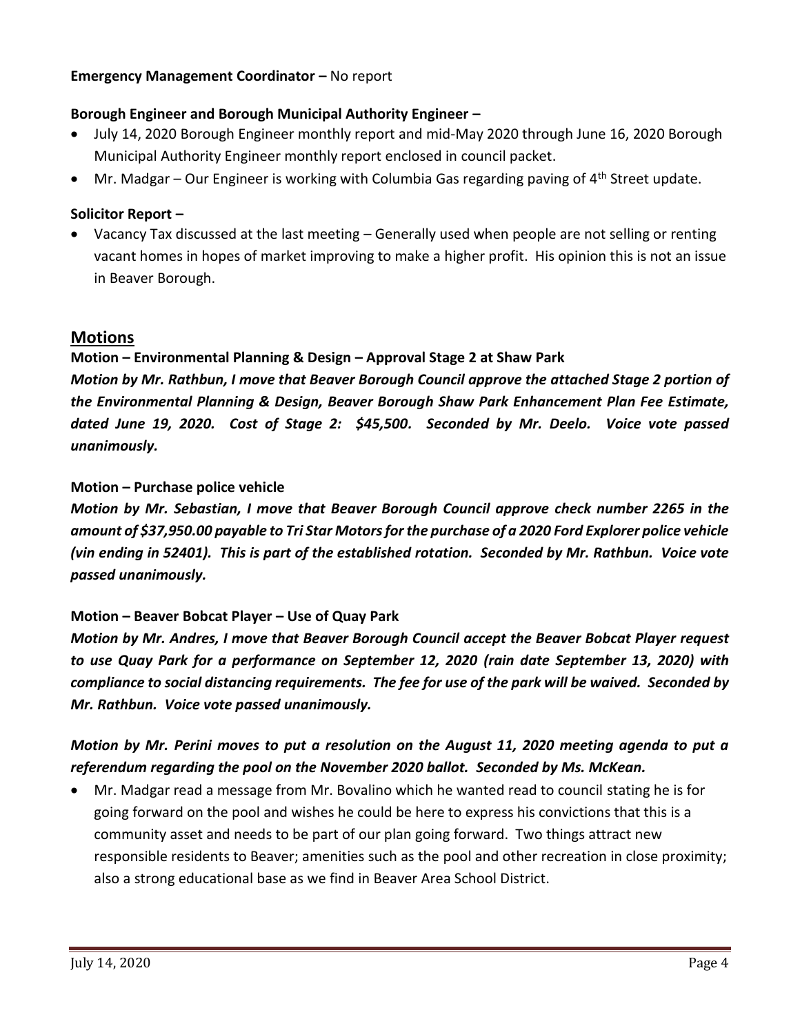**Emergency Management Coordinator –** No report

**Borough Engineer and Borough Municipal Authority Engineer –**

- July 14, 2020 Borough Engineer monthly report and mid-May 2020 through June 16, 2020 Borough Municipal Authority Engineer monthly report enclosed in council packet.
- Mr. Madgar – Our Engineer is working with Columbia Gas regarding paving of 4th Street update.

**Solicitor Report –**

- Vacancy Tax discussed at the last meeting – Generally used when people are not selling or renting vacant homes in hopes of market improving to make a higher profit. His opinion this is not an issue in Beaver Borough.

## Motions

**Motion – Environmental Planning & Design – Approval Stage 2 at Shaw Park**

***Motion by Mr. Rathbun, I move that Beaver Borough Council approve the attached Stage 2 portion of the Environmental Planning & Design, Beaver Borough Shaw Park Enhancement Plan Fee Estimate, dated June 19, 2020. Cost of Stage 2: $45,500. Seconded by Mr. Deelo. Voice vote passed unanimously.***

**Motion – Purchase police vehicle**

***Motion by Mr. Sebastian, I move that Beaver Borough Council approve check number 2265 in the amount of $37,950.00 payable to Tri Star Motors for the purchase of a 2020 Ford Explorer police vehicle (vin ending in 52401). This is part of the established rotation. Seconded by Mr. Rathbun. Voice vote passed unanimously.***

**Motion – Beaver Bobcat Player – Use of Quay Park**

***Motion by Mr. Andres, I move that Beaver Borough Council accept the Beaver Bobcat Player request to use Quay Park for a performance on September 12, 2020 (rain date September 13, 2020) with compliance to social distancing requirements. The fee for use of the park will be waived. Seconded by Mr. Rathbun. Voice vote passed unanimously.***

***Motion by Mr. Perini moves to put a resolution on the August 11, 2020 meeting agenda to put a referendum regarding the pool on the November 2020 ballot. Seconded by Ms. McKean.***

- Mr. Madgar read a message from Mr. Bovalino which he wanted read to council stating he is for going forward on the pool and wishes he could be here to express his convictions that this is a community asset and needs to be part of our plan going forward. Two things attract new responsible residents to Beaver; amenities such as the pool and other recreation in close proximity; also a strong educational base as we find in Beaver Area School District.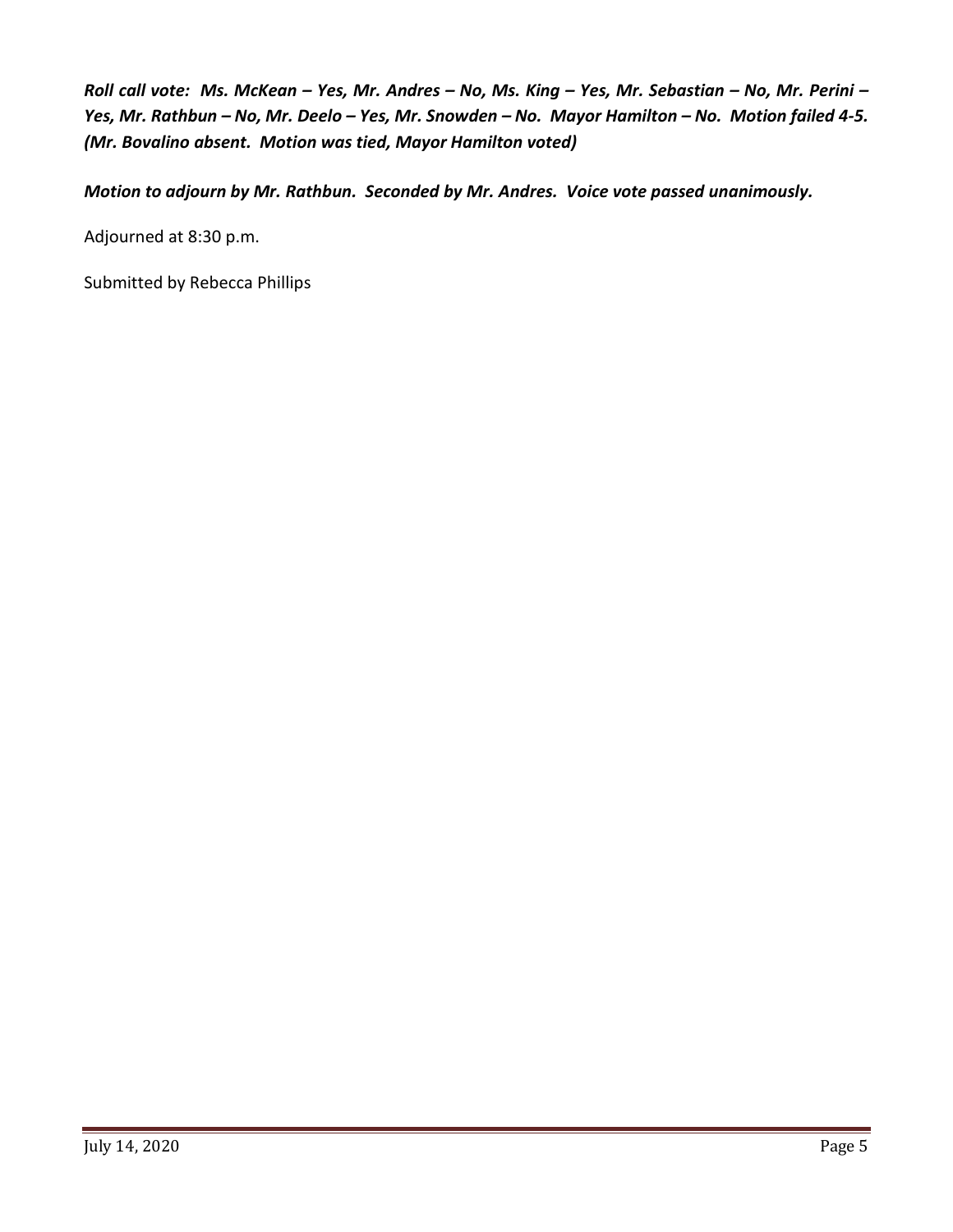***Roll call vote: Ms. McKean – Yes, Mr. Andres – No, Ms. King – Yes, Mr. Sebastian – No, Mr. Perini – Yes, Mr. Rathbun – No, Mr. Deelo – Yes, Mr. Snowden – No. Mayor Hamilton – No. Motion failed 4-5. (Mr. Bovalino absent. Motion was tied, Mayor Hamilton voted)***

***Motion to adjourn by Mr. Rathbun. Seconded by Mr. Andres. Voice vote passed unanimously.***

Adjourned at 8:30 p.m.

Submitted by Rebecca Phillips